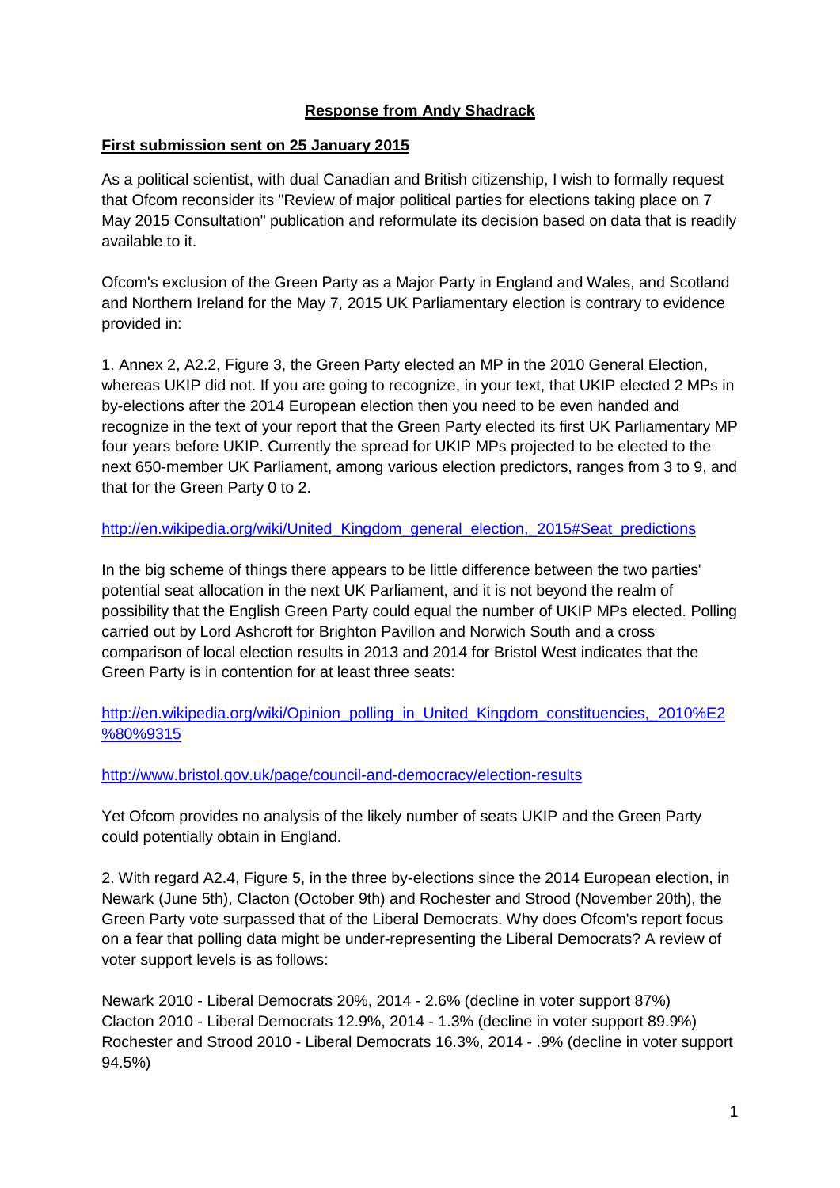**Response from Andy Shadrack**

**First submission sent on 25 January 2015**

As a political scientist, with dual Canadian and British citizenship, I wish to formally request that Ofcom reconsider its "Review of major political parties for elections taking place on 7 May 2015 Consultation" publication and reformulate its decision based on data that is readily available to it.

Ofcom's exclusion of the Green Party as a Major Party in England and Wales, and Scotland and Northern Ireland for the May 7, 2015 UK Parliamentary election is contrary to evidence provided in:

1. Annex 2, A2.2, Figure 3, the Green Party elected an MP in the 2010 General Election, whereas UKIP did not. If you are going to recognize, in your text, that UKIP elected 2 MPs in by-elections after the 2014 European election then you need to be even handed and recognize in the text of your report that the Green Party elected its first UK Parliamentary MP four years before UKIP. Currently the spread for UKIP MPs projected to be elected to the next 650-member UK Parliament, among various election predictors, ranges from 3 to 9, and that for the Green Party 0 to 2.

http://en.wikipedia.org/wiki/United_Kingdom_general_election,_2015#Seat_predictions

In the big scheme of things there appears to be little difference between the two parties' potential seat allocation in the next UK Parliament, and it is not beyond the realm of possibility that the English Green Party could equal the number of UKIP MPs elected. Polling carried out by Lord Ashcroft for Brighton Pavillon and Norwich South and a cross comparison of local election results in 2013 and 2014 for Bristol West indicates that the Green Party is in contention for at least three seats:

http://en.wikipedia.org/wiki/Opinion_polling_in_United_Kingdom_constituencies,_2010%E2%80%9315

http://www.bristol.gov.uk/page/council-and-democracy/election-results

Yet Ofcom provides no analysis of the likely number of seats UKIP and the Green Party could potentially obtain in England.

2. With regard A2.4, Figure 5, in the three by-elections since the 2014 European election, in Newark (June 5th), Clacton (October 9th) and Rochester and Strood (November 20th), the Green Party vote surpassed that of the Liberal Democrats. Why does Ofcom's report focus on a fear that polling data might be under-representing the Liberal Democrats? A review of voter support levels is as follows:

Newark 2010 - Liberal Democrats 20%, 2014 - 2.6% (decline in voter support 87%)
Clacton 2010 - Liberal Democrats 12.9%, 2014 - 1.3% (decline in voter support 89.9%)
Rochester and Strood 2010 - Liberal Democrats 16.3%, 2014 - .9% (decline in voter support 94.5%)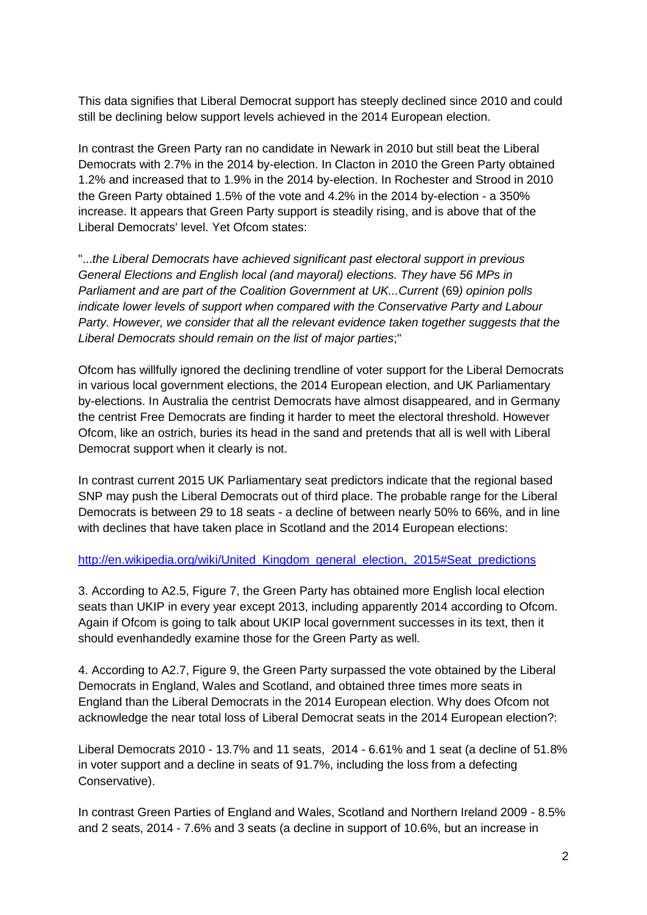This data signifies that Liberal Democrat support has steeply declined since 2010 and could still be declining below support levels achieved in the 2014 European election.

In contrast the Green Party ran no candidate in Newark in 2010 but still beat the Liberal Democrats with 2.7% in the 2014 by-election. In Clacton in 2010 the Green Party obtained 1.2% and increased that to 1.9% in the 2014 by-election. In Rochester and Strood in 2010 the Green Party obtained 1.5% of the vote and 4.2% in the 2014 by-election - a 350% increase. It appears that Green Party support is steadily rising, and is above that of the Liberal Democrats' level. Yet Ofcom states:

"...*the Liberal Democrats have achieved significant past electoral support in previous General Elections and English local (and mayoral) elections. They have 56 MPs in Parliament and are part of the Coalition Government at UK...Current* (69*) opinion polls indicate lower levels of support when compared with the Conservative Party and Labour Party. However, we consider that all the relevant evidence taken together suggests that the Liberal Democrats should remain on the list of major parties*;"

Ofcom has willfully ignored the declining trendline of voter support for the Liberal Democrats in various local government elections, the 2014 European election, and UK Parliamentary by-elections. In Australia the centrist Democrats have almost disappeared, and in Germany the centrist Free Democrats are finding it harder to meet the electoral threshold. However Ofcom, like an ostrich, buries its head in the sand and pretends that all is well with Liberal Democrat support when it clearly is not.

In contrast current 2015 UK Parliamentary seat predictors indicate that the regional based SNP may push the Liberal Democrats out of third place. The probable range for the Liberal Democrats is between 29 to 18 seats - a decline of between nearly 50% to 66%, and in line with declines that have taken place in Scotland and the 2014 European elections:

[http://en.wikipedia.org/wiki/United_Kingdom_general_election,_2015#Seat_predictions](http://en.wikipedia.org/wiki/United_Kingdom_general_election,_2015#Seat_predictions)

3. According to A2.5, Figure 7, the Green Party has obtained more English local election seats than UKIP in every year except 2013, including apparently 2014 according to Ofcom. Again if Ofcom is going to talk about UKIP local government successes in its text, then it should evenhandedly examine those for the Green Party as well.

4. According to A2.7, Figure 9, the Green Party surpassed the vote obtained by the Liberal Democrats in England, Wales and Scotland, and obtained three times more seats in England than the Liberal Democrats in the 2014 European election. Why does Ofcom not acknowledge the near total loss of Liberal Democrat seats in the 2014 European election?:

Liberal Democrats 2010 - 13.7% and 11 seats, 2014 - 6.61% and 1 seat (a decline of 51.8% in voter support and a decline in seats of 91.7%, including the loss from a defecting Conservative).

In contrast Green Parties of England and Wales, Scotland and Northern Ireland 2009 - 8.5% and 2 seats, 2014 - 7.6% and 3 seats (a decline in support of 10.6%, but an increase in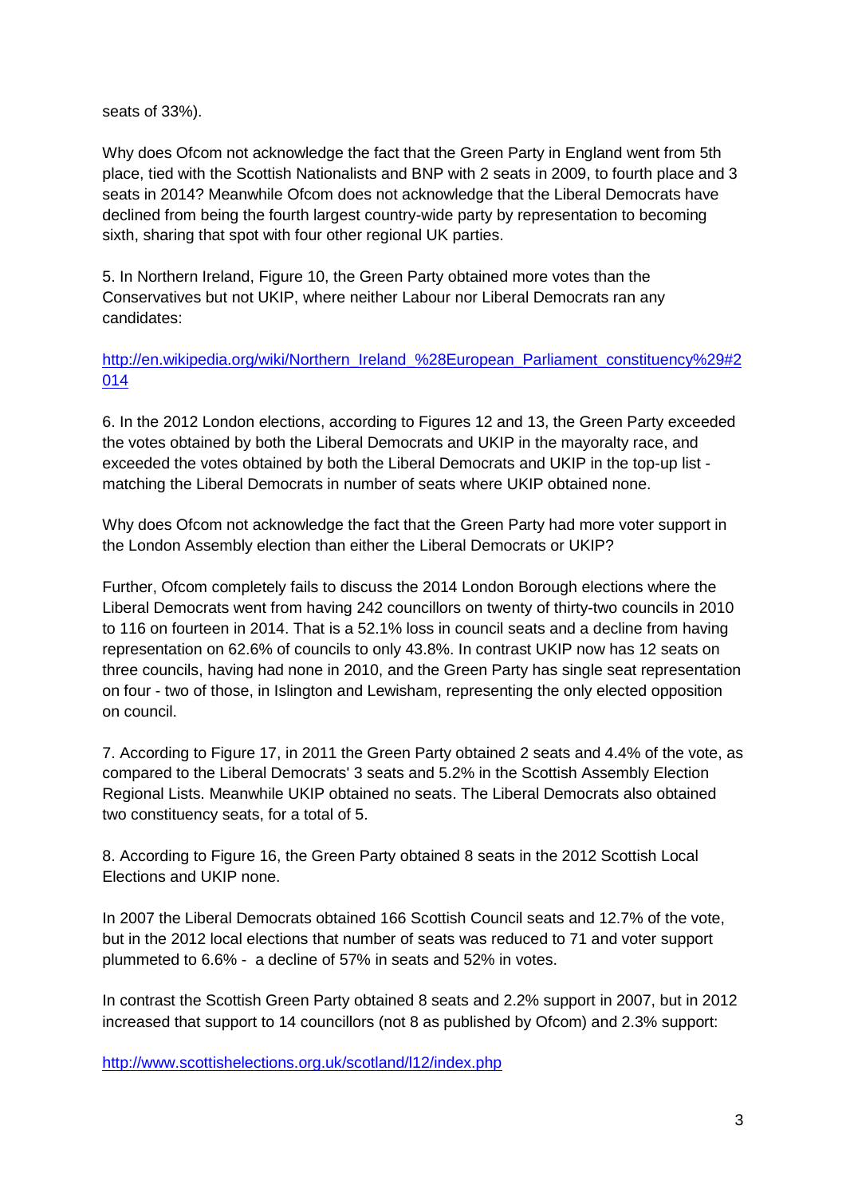seats of 33%).

Why does Ofcom not acknowledge the fact that the Green Party in England went from 5th place, tied with the Scottish Nationalists and BNP with 2 seats in 2009, to fourth place and 3 seats in 2014? Meanwhile Ofcom does not acknowledge that the Liberal Democrats have declined from being the fourth largest country-wide party by representation to becoming sixth, sharing that spot with four other regional UK parties.

5. In Northern Ireland, Figure 10, the Green Party obtained more votes than the Conservatives but not UKIP, where neither Labour nor Liberal Democrats ran any candidates:

http://en.wikipedia.org/wiki/Northern_Ireland_%28European_Parliament_constituency%29#2014

6. In the 2012 London elections, according to Figures 12 and 13, the Green Party exceeded the votes obtained by both the Liberal Democrats and UKIP in the mayoralty race, and exceeded the votes obtained by both the Liberal Democrats and UKIP in the top-up list - matching the Liberal Democrats in number of seats where UKIP obtained none.

Why does Ofcom not acknowledge the fact that the Green Party had more voter support in the London Assembly election than either the Liberal Democrats or UKIP?

Further, Ofcom completely fails to discuss the 2014 London Borough elections where the Liberal Democrats went from having 242 councillors on twenty of thirty-two councils in 2010 to 116 on fourteen in 2014. That is a 52.1% loss in council seats and a decline from having representation on 62.6% of councils to only 43.8%. In contrast UKIP now has 12 seats on three councils, having had none in 2010, and the Green Party has single seat representation on four - two of those, in Islington and Lewisham, representing the only elected opposition on council.

7. According to Figure 17, in 2011 the Green Party obtained 2 seats and 4.4% of the vote, as compared to the Liberal Democrats' 3 seats and 5.2% in the Scottish Assembly Election Regional Lists. Meanwhile UKIP obtained no seats. The Liberal Democrats also obtained two constituency seats, for a total of 5.

8. According to Figure 16, the Green Party obtained 8 seats in the 2012 Scottish Local Elections and UKIP none.

In 2007 the Liberal Democrats obtained 166 Scottish Council seats and 12.7% of the vote, but in the 2012 local elections that number of seats was reduced to 71 and voter support plummeted to 6.6% - a decline of 57% in seats and 52% in votes.

In contrast the Scottish Green Party obtained 8 seats and 2.2% support in 2007, but in 2012 increased that support to 14 councillors (not 8 as published by Ofcom) and 2.3% support:

http://www.scottishelections.org.uk/scotland/l12/index.php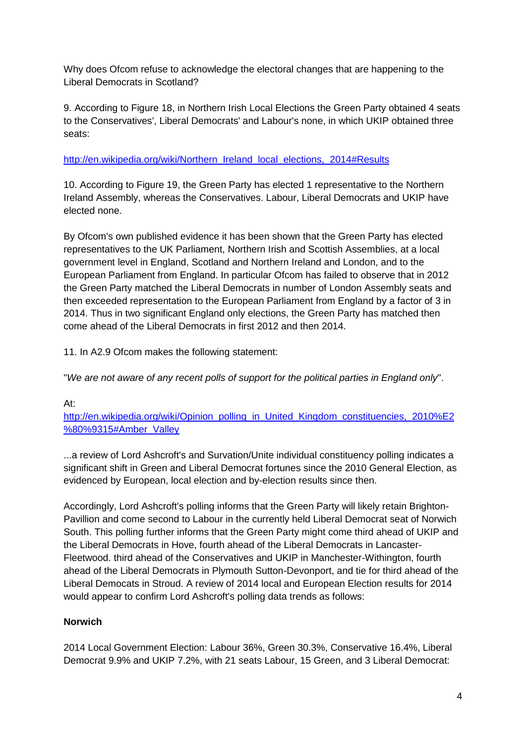Why does Ofcom refuse to acknowledge the electoral changes that are happening to the Liberal Democrats in Scotland?

9. According to Figure 18, in Northern Irish Local Elections the Green Party obtained 4 seats to the Conservatives', Liberal Democrats' and Labour's none, in which UKIP obtained three seats:

http://en.wikipedia.org/wiki/Northern_Ireland_local_elections,_2014#Results

10. According to Figure 19, the Green Party has elected 1 representative to the Northern Ireland Assembly, whereas the Conservatives. Labour, Liberal Democrats and UKIP have elected none.

By Ofcom's own published evidence it has been shown that the Green Party has elected representatives to the UK Parliament, Northern Irish and Scottish Assemblies, at a local government level in England, Scotland and Northern Ireland and London, and to the European Parliament from England. In particular Ofcom has failed to observe that in 2012 the Green Party matched the Liberal Democrats in number of London Assembly seats and then exceeded representation to the European Parliament from England by a factor of 3 in 2014. Thus in two significant England only elections, the Green Party has matched then come ahead of the Liberal Democrats in first 2012 and then 2014.

11. In A2.9 Ofcom makes the following statement:

"*We are not aware of any recent polls of support for the political parties in England only*".

At:
http://en.wikipedia.org/wiki/Opinion_polling_in_United_Kingdom_constituencies,_2010%E2%80%9315#Amber_Valley

...a review of Lord Ashcroft's and Survation/Unite individual constituency polling indicates a significant shift in Green and Liberal Democrat fortunes since the 2010 General Election, as evidenced by European, local election and by-election results since then.

Accordingly, Lord Ashcroft's polling informs that the Green Party will likely retain Brighton-Pavillion and come second to Labour in the currently held Liberal Democrat seat of Norwich South. This polling further informs that the Green Party might come third ahead of UKIP and the Liberal Democrats in Hove, fourth ahead of the Liberal Democrats in Lancaster-Fleetwood. third ahead of the Conservatives and UKIP in Manchester-Withington, fourth ahead of the Liberal Democrats in Plymouth Sutton-Devonport, and tie for third ahead of the Liberal Democats in Stroud. A review of 2014 local and European Election results for 2014 would appear to confirm Lord Ashcroft's polling data trends as follows:

**Norwich**

2014 Local Government Election: Labour 36%, Green 30.3%, Conservative 16.4%, Liberal Democrat 9.9% and UKIP 7.2%, with 21 seats Labour, 15 Green, and 3 Liberal Democrat: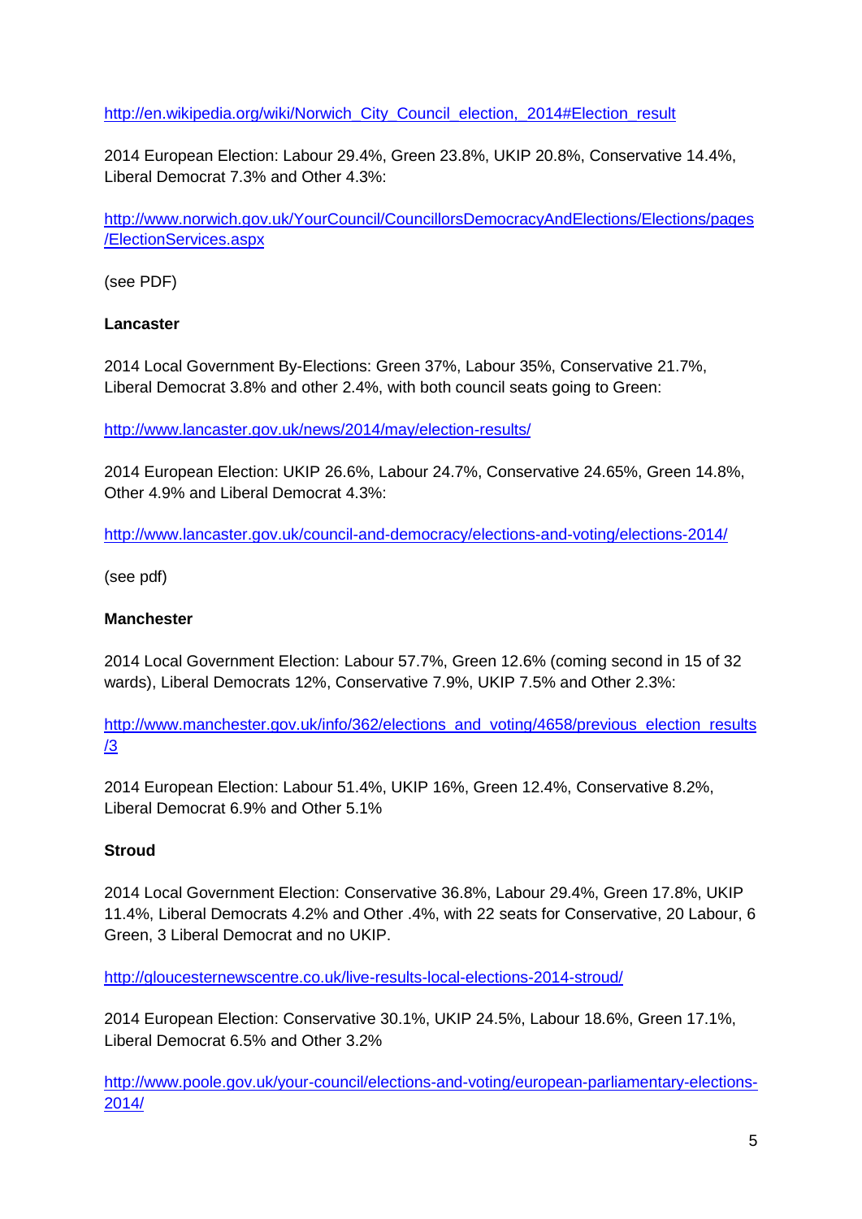http://en.wikipedia.org/wiki/Norwich_City_Council_election,_2014#Election_result

2014 European Election: Labour 29.4%, Green 23.8%, UKIP 20.8%, Conservative 14.4%, Liberal Democrat 7.3% and Other 4.3%:

http://www.norwich.gov.uk/YourCouncil/CouncillorsDemocracyAndElections/Elections/pages/ElectionServices.aspx

(see PDF)

**Lancaster**

2014 Local Government By-Elections: Green 37%, Labour 35%, Conservative 21.7%, Liberal Democrat 3.8% and other 2.4%, with both council seats going to Green:

http://www.lancaster.gov.uk/news/2014/may/election-results/

2014 European Election: UKIP 26.6%, Labour 24.7%, Conservative 24.65%, Green 14.8%, Other 4.9% and Liberal Democrat 4.3%:

http://www.lancaster.gov.uk/council-and-democracy/elections-and-voting/elections-2014/

(see pdf)

**Manchester**

2014 Local Government Election: Labour 57.7%, Green 12.6% (coming second in 15 of 32 wards), Liberal Democrats 12%, Conservative 7.9%, UKIP 7.5% and Other 2.3%:

http://www.manchester.gov.uk/info/362/elections_and_voting/4658/previous_election_results/3

2014 European Election: Labour 51.4%, UKIP 16%, Green 12.4%, Conservative 8.2%, Liberal Democrat 6.9% and Other 5.1%

**Stroud**

2014 Local Government Election: Conservative 36.8%, Labour 29.4%, Green 17.8%, UKIP 11.4%, Liberal Democrats 4.2% and Other .4%, with 22 seats for Conservative, 20 Labour, 6 Green, 3 Liberal Democrat and no UKIP.

http://gloucesternewscentre.co.uk/live-results-local-elections-2014-stroud/

2014 European Election: Conservative 30.1%, UKIP 24.5%, Labour 18.6%, Green 17.1%, Liberal Democrat 6.5% and Other 3.2%

http://www.poole.gov.uk/your-council/elections-and-voting/european-parliamentary-elections-2014/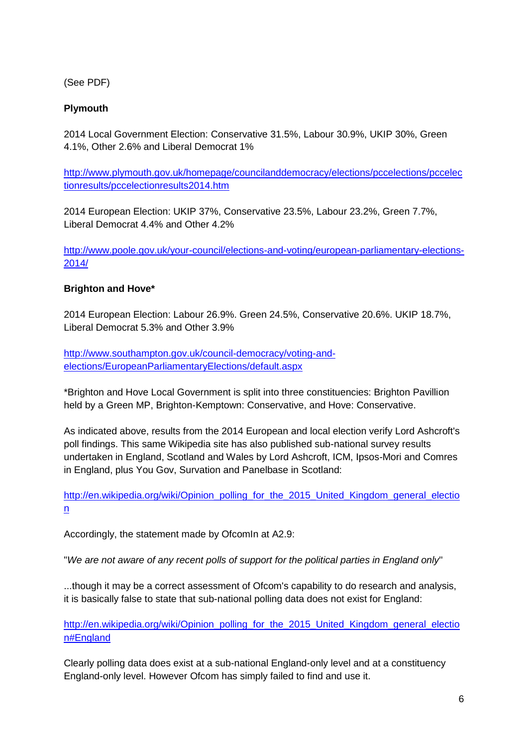(See PDF)

**Plymouth**

2014 Local Government Election: Conservative 31.5%, Labour 30.9%, UKIP 30%, Green 4.1%, Other 2.6% and Liberal Democrat 1%

http://www.plymouth.gov.uk/homepage/councilanddemocracy/elections/pccelections/pccelectionresults/pccelectionresults2014.htm

2014 European Election: UKIP 37%, Conservative 23.5%, Labour 23.2%, Green 7.7%, Liberal Democrat 4.4% and Other 4.2%

http://www.poole.gov.uk/your-council/elections-and-voting/european-parliamentary-elections-2014/

**Brighton and Hove***

2014 European Election: Labour 26.9%. Green 24.5%, Conservative 20.6%. UKIP 18.7%, Liberal Democrat 5.3% and Other 3.9%

http://www.southampton.gov.uk/council-democracy/voting-and-elections/EuropeanParliamentaryElections/default.aspx

*Brighton and Hove Local Government is split into three constituencies: Brighton Pavillion held by a Green MP, Brighton-Kemptown: Conservative, and Hove: Conservative.

As indicated above, results from the 2014 European and local election verify Lord Ashcroft's poll findings. This same Wikipedia site has also published sub-national survey results undertaken in England, Scotland and Wales by Lord Ashcroft, ICM, Ipsos-Mori and Comres in England, plus You Gov, Survation and Panelbase in Scotland:

http://en.wikipedia.org/wiki/Opinion_polling_for_the_2015_United_Kingdom_general_election

Accordingly, the statement made by OfcomIn at A2.9:

"*We are not aware of any recent polls of support for the political parties in England only*"

...though it may be a correct assessment of Ofcom's capability to do research and analysis, it is basically false to state that sub-national polling data does not exist for England:

http://en.wikipedia.org/wiki/Opinion_polling_for_the_2015_United_Kingdom_general_election#England

Clearly polling data does exist at a sub-national England-only level and at a constituency England-only level. However Ofcom has simply failed to find and use it.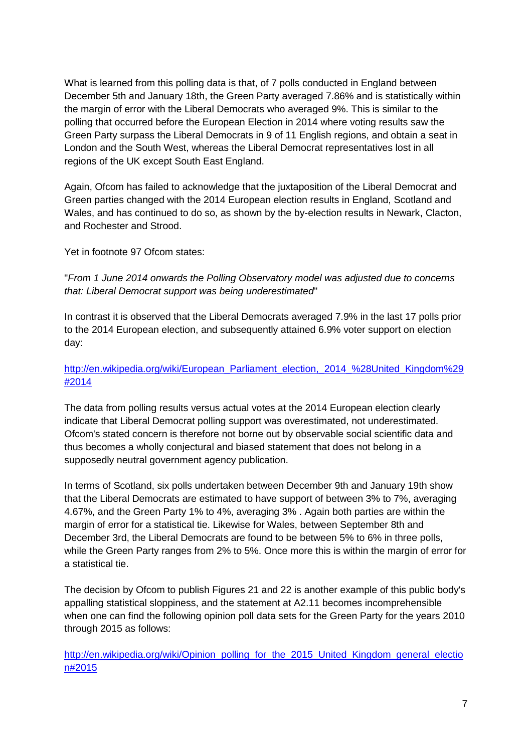What is learned from this polling data is that, of 7 polls conducted in England between December 5th and January 18th, the Green Party averaged 7.86% and is statistically within the margin of error with the Liberal Democrats who averaged 9%. This is similar to the polling that occurred before the European Election in 2014 where voting results saw the Green Party surpass the Liberal Democrats in 9 of 11 English regions, and obtain a seat in London and the South West, whereas the Liberal Democrat representatives lost in all regions of the UK except South East England.

Again, Ofcom has failed to acknowledge that the juxtaposition of the Liberal Democrat and Green parties changed with the 2014 European election results in England, Scotland and Wales, and has continued to do so, as shown by the by-election results in Newark, Clacton, and Rochester and Strood.

Yet in footnote 97 Ofcom states:

"*From 1 June 2014 onwards the Polling Observatory model was adjusted due to concerns that: Liberal Democrat support was being underestimated*"

In contrast it is observed that the Liberal Democrats averaged 7.9% in the last 17 polls prior to the 2014 European election, and subsequently attained 6.9% voter support on election day:

[http://en.wikipedia.org/wiki/European_Parliament_election,_2014_%28United_Kingdom%29#2014](http://en.wikipedia.org/wiki/European_Parliament_election,_2014_%28United_Kingdom%29#2014)

The data from polling results versus actual votes at the 2014 European election clearly indicate that Liberal Democrat polling support was overestimated, not underestimated. Ofcom's stated concern is therefore not borne out by observable social scientific data and thus becomes a wholly conjectural and biased statement that does not belong in a supposedly neutral government agency publication.

In terms of Scotland, six polls undertaken between December 9th and January 19th show that the Liberal Democrats are estimated to have support of between 3% to 7%, averaging 4.67%, and the Green Party 1% to 4%, averaging 3% . Again both parties are within the margin of error for a statistical tie. Likewise for Wales, between September 8th and December 3rd, the Liberal Democrats are found to be between 5% to 6% in three polls, while the Green Party ranges from 2% to 5%. Once more this is within the margin of error for a statistical tie.

The decision by Ofcom to publish Figures 21 and 22 is another example of this public body's appalling statistical sloppiness, and the statement at A2.11 becomes incomprehensible when one can find the following opinion poll data sets for the Green Party for the years 2010 through 2015 as follows:

[http://en.wikipedia.org/wiki/Opinion_polling_for_the_2015_United_Kingdom_general_election#2015](http://en.wikipedia.org/wiki/Opinion_polling_for_the_2015_United_Kingdom_general_election#2015)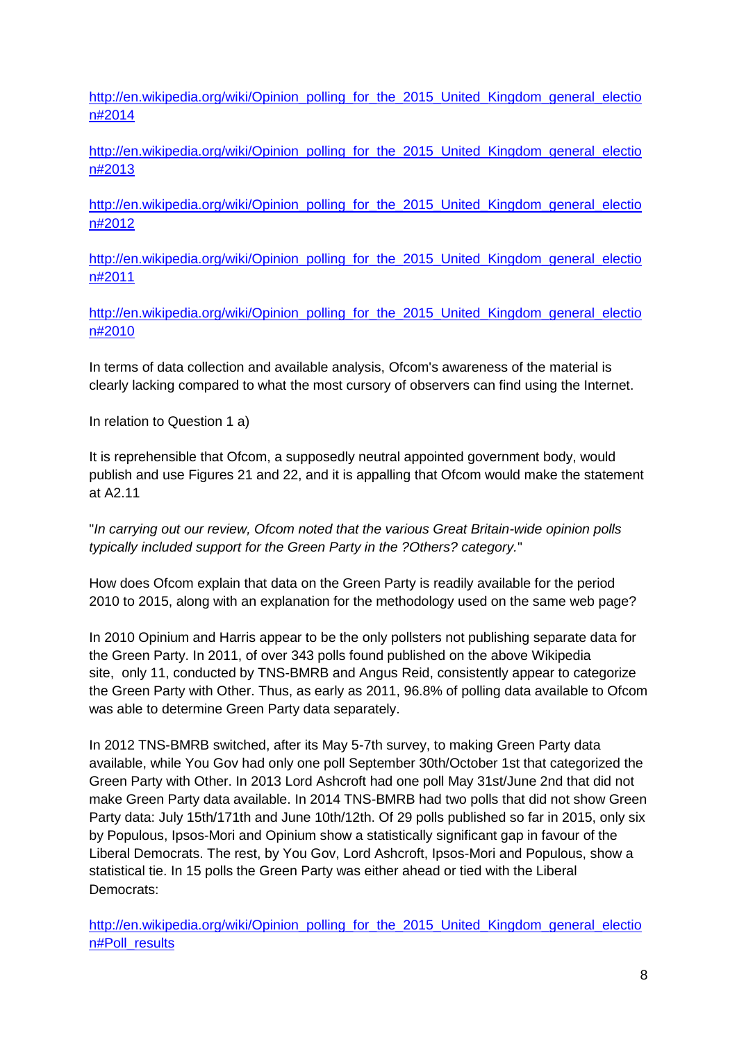[http://en.wikipedia.org/wiki/Opinion_polling_for_the_2015_United_Kingdom_general_election#2014](http://en.wikipedia.org/wiki/Opinion_polling_for_the_2015_United_Kingdom_general_election#2014)

[http://en.wikipedia.org/wiki/Opinion_polling_for_the_2015_United_Kingdom_general_election#2013](http://en.wikipedia.org/wiki/Opinion_polling_for_the_2015_United_Kingdom_general_election#2013)

[http://en.wikipedia.org/wiki/Opinion_polling_for_the_2015_United_Kingdom_general_election#2012](http://en.wikipedia.org/wiki/Opinion_polling_for_the_2015_United_Kingdom_general_election#2012)

[http://en.wikipedia.org/wiki/Opinion_polling_for_the_2015_United_Kingdom_general_election#2011](http://en.wikipedia.org/wiki/Opinion_polling_for_the_2015_United_Kingdom_general_election#2011)

[http://en.wikipedia.org/wiki/Opinion_polling_for_the_2015_United_Kingdom_general_election#2010](http://en.wikipedia.org/wiki/Opinion_polling_for_the_2015_United_Kingdom_general_election#2010)

In terms of data collection and available analysis, Ofcom's awareness of the material is clearly lacking compared to what the most cursory of observers can find using the Internet.

In relation to Question 1 a)

It is reprehensible that Ofcom, a supposedly neutral appointed government body, would publish and use Figures 21 and 22, and it is appalling that Ofcom would make the statement at A2.11

"*In carrying out our review, Ofcom noted that the various Great Britain-wide opinion polls typically included support for the Green Party in the ?Others? category.*"

How does Ofcom explain that data on the Green Party is readily available for the period 2010 to 2015, along with an explanation for the methodology used on the same web page?

In 2010 Opinium and Harris appear to be the only pollsters not publishing separate data for the Green Party. In 2011, of over 343 polls found published on the above Wikipedia site, only 11, conducted by TNS-BMRB and Angus Reid, consistently appear to categorize the Green Party with Other. Thus, as early as 2011, 96.8% of polling data available to Ofcom was able to determine Green Party data separately.

In 2012 TNS-BMRB switched, after its May 5-7th survey, to making Green Party data available, while You Gov had only one poll September 30th/October 1st that categorized the Green Party with Other. In 2013 Lord Ashcroft had one poll May 31st/June 2nd that did not make Green Party data available. In 2014 TNS-BMRB had two polls that did not show Green Party data: July 15th/171th and June 10th/12th. Of 29 polls published so far in 2015, only six by Populous, Ipsos-Mori and Opinium show a statistically significant gap in favour of the Liberal Democrats. The rest, by You Gov, Lord Ashcroft, Ipsos-Mori and Populous, show a statistical tie. In 15 polls the Green Party was either ahead or tied with the Liberal Democrats:

[http://en.wikipedia.org/wiki/Opinion_polling_for_the_2015_United_Kingdom_general_election#Poll_results](http://en.wikipedia.org/wiki/Opinion_polling_for_the_2015_United_Kingdom_general_election#Poll_results)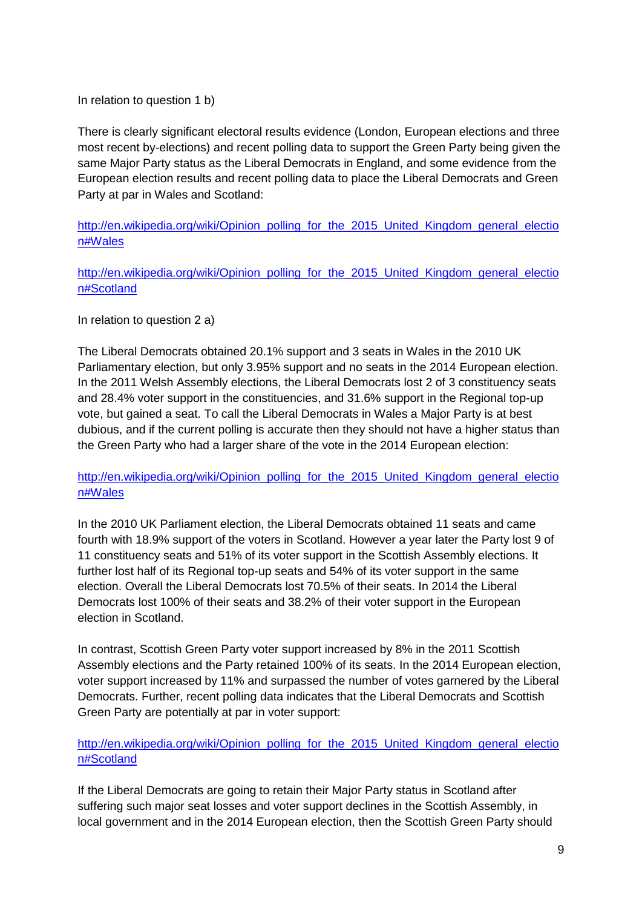In relation to question 1 b)

There is clearly significant electoral results evidence (London, European elections and three most recent by-elections) and recent polling data to support the Green Party being given the same Major Party status as the Liberal Democrats in England, and some evidence from the European election results and recent polling data to place the Liberal Democrats and Green Party at par in Wales and Scotland:

http://en.wikipedia.org/wiki/Opinion_polling_for_the_2015_United_Kingdom_general_election#Wales

http://en.wikipedia.org/wiki/Opinion_polling_for_the_2015_United_Kingdom_general_election#Scotland

In relation to question 2 a)

The Liberal Democrats obtained 20.1% support and 3 seats in Wales in the 2010 UK Parliamentary election, but only 3.95% support and no seats in the 2014 European election. In the 2011 Welsh Assembly elections, the Liberal Democrats lost 2 of 3 constituency seats and 28.4% voter support in the constituencies, and 31.6% support in the Regional top-up vote, but gained a seat. To call the Liberal Democrats in Wales a Major Party is at best dubious, and if the current polling is accurate then they should not have a higher status than the Green Party who had a larger share of the vote in the 2014 European election:

http://en.wikipedia.org/wiki/Opinion_polling_for_the_2015_United_Kingdom_general_election#Wales

In the 2010 UK Parliament election, the Liberal Democrats obtained 11 seats and came fourth with 18.9% support of the voters in Scotland. However a year later the Party lost 9 of 11 constituency seats and 51% of its voter support in the Scottish Assembly elections. It further lost half of its Regional top-up seats and 54% of its voter support in the same election. Overall the Liberal Democrats lost 70.5% of their seats. In 2014 the Liberal Democrats lost 100% of their seats and 38.2% of their voter support in the European election in Scotland.

In contrast, Scottish Green Party voter support increased by 8% in the 2011 Scottish Assembly elections and the Party retained 100% of its seats. In the 2014 European election, voter support increased by 11% and surpassed the number of votes garnered by the Liberal Democrats. Further, recent polling data indicates that the Liberal Democrats and Scottish Green Party are potentially at par in voter support:

http://en.wikipedia.org/wiki/Opinion_polling_for_the_2015_United_Kingdom_general_election#Scotland

If the Liberal Democrats are going to retain their Major Party status in Scotland after suffering such major seat losses and voter support declines in the Scottish Assembly, in local government and in the 2014 European election, then the Scottish Green Party should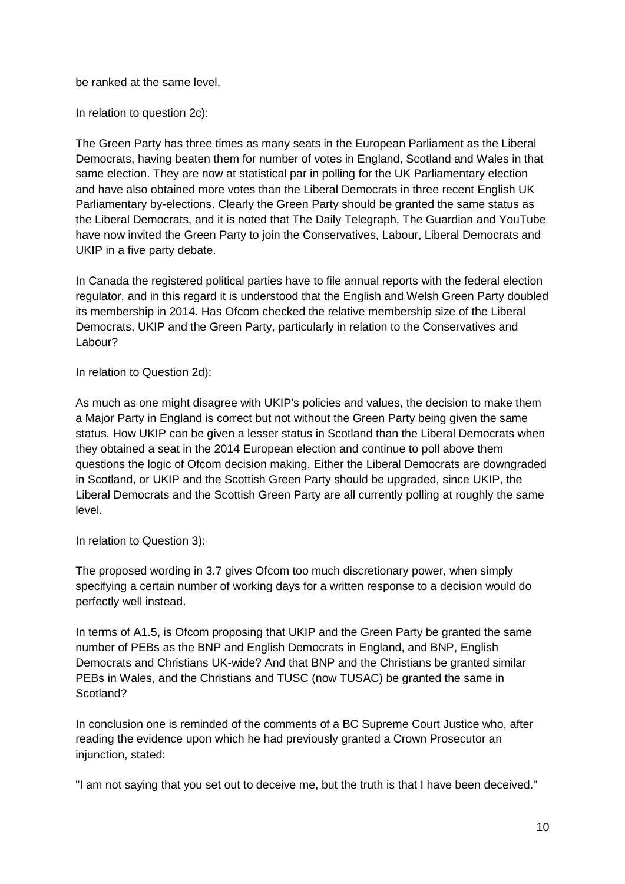be ranked at the same level.

In relation to question 2c):

The Green Party has three times as many seats in the European Parliament as the Liberal Democrats, having beaten them for number of votes in England, Scotland and Wales in that same election. They are now at statistical par in polling for the UK Parliamentary election and have also obtained more votes than the Liberal Democrats in three recent English UK Parliamentary by-elections. Clearly the Green Party should be granted the same status as the Liberal Democrats, and it is noted that The Daily Telegraph, The Guardian and YouTube have now invited the Green Party to join the Conservatives, Labour, Liberal Democrats and UKIP in a five party debate.

In Canada the registered political parties have to file annual reports with the federal election regulator, and in this regard it is understood that the English and Welsh Green Party doubled its membership in 2014. Has Ofcom checked the relative membership size of the Liberal Democrats, UKIP and the Green Party, particularly in relation to the Conservatives and Labour?

In relation to Question 2d):

As much as one might disagree with UKIP's policies and values, the decision to make them a Major Party in England is correct but not without the Green Party being given the same status. How UKIP can be given a lesser status in Scotland than the Liberal Democrats when they obtained a seat in the 2014 European election and continue to poll above them questions the logic of Ofcom decision making. Either the Liberal Democrats are downgraded in Scotland, or UKIP and the Scottish Green Party should be upgraded, since UKIP, the Liberal Democrats and the Scottish Green Party are all currently polling at roughly the same level.

In relation to Question 3):

The proposed wording in 3.7 gives Ofcom too much discretionary power, when simply specifying a certain number of working days for a written response to a decision would do perfectly well instead.

In terms of A1.5, is Ofcom proposing that UKIP and the Green Party be granted the same number of PEBs as the BNP and English Democrats in England, and BNP, English Democrats and Christians UK-wide? And that BNP and the Christians be granted similar PEBs in Wales, and the Christians and TUSC (now TUSAC) be granted the same in Scotland?

In conclusion one is reminded of the comments of a BC Supreme Court Justice who, after reading the evidence upon which he had previously granted a Crown Prosecutor an injunction, stated:

"I am not saying that you set out to deceive me, but the truth is that I have been deceived."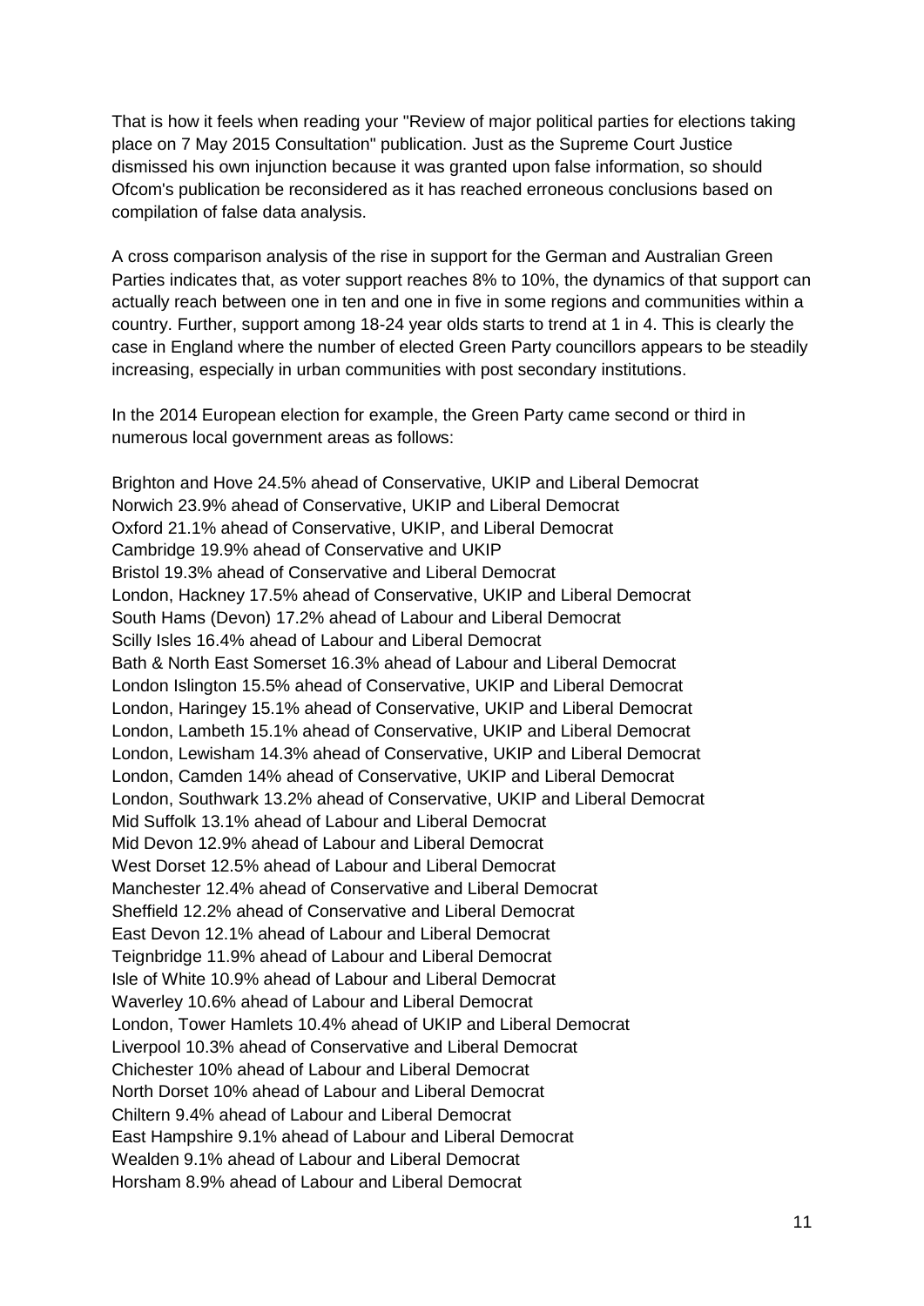That is how it feels when reading your "Review of major political parties for elections taking place on 7 May 2015 Consultation" publication. Just as the Supreme Court Justice dismissed his own injunction because it was granted upon false information, so should Ofcom's publication be reconsidered as it has reached erroneous conclusions based on compilation of false data analysis.

A cross comparison analysis of the rise in support for the German and Australian Green Parties indicates that, as voter support reaches 8% to 10%, the dynamics of that support can actually reach between one in ten and one in five in some regions and communities within a country. Further, support among 18-24 year olds starts to trend at 1 in 4. This is clearly the case in England where the number of elected Green Party councillors appears to be steadily increasing, especially in urban communities with post secondary institutions.

In the 2014 European election for example, the Green Party came second or third in numerous local government areas as follows:

Brighton and Hove 24.5% ahead of Conservative, UKIP and Liberal Democrat
Norwich 23.9% ahead of Conservative, UKIP and Liberal Democrat
Oxford 21.1% ahead of Conservative, UKIP, and Liberal Democrat
Cambridge 19.9% ahead of Conservative and UKIP
Bristol 19.3% ahead of Conservative and Liberal Democrat
London, Hackney 17.5% ahead of Conservative, UKIP and Liberal Democrat
South Hams (Devon) 17.2% ahead of Labour and Liberal Democrat
Scilly Isles 16.4% ahead of Labour and Liberal Democrat
Bath & North East Somerset 16.3% ahead of Labour and Liberal Democrat
London Islington 15.5% ahead of Conservative, UKIP and Liberal Democrat
London, Haringey 15.1% ahead of Conservative, UKIP and Liberal Democrat
London, Lambeth 15.1% ahead of Conservative, UKIP and Liberal Democrat
London, Lewisham 14.3% ahead of Conservative, UKIP and Liberal Democrat
London, Camden 14% ahead of Conservative, UKIP and Liberal Democrat
London, Southwark 13.2% ahead of Conservative, UKIP and Liberal Democrat
Mid Suffolk 13.1% ahead of Labour and Liberal Democrat
Mid Devon 12.9% ahead of Labour and Liberal Democrat
West Dorset 12.5% ahead of Labour and Liberal Democrat
Manchester 12.4% ahead of Conservative and Liberal Democrat
Sheffield 12.2% ahead of Conservative and Liberal Democrat
East Devon 12.1% ahead of Labour and Liberal Democrat
Teignbridge 11.9% ahead of Labour and Liberal Democrat
Isle of White 10.9% ahead of Labour and Liberal Democrat
Waverley 10.6% ahead of Labour and Liberal Democrat
London, Tower Hamlets 10.4% ahead of UKIP and Liberal Democrat
Liverpool 10.3% ahead of Conservative and Liberal Democrat
Chichester 10% ahead of Labour and Liberal Democrat
North Dorset 10% ahead of Labour and Liberal Democrat
Chiltern 9.4% ahead of Labour and Liberal Democrat
East Hampshire 9.1% ahead of Labour and Liberal Democrat
Wealden 9.1% ahead of Labour and Liberal Democrat
Horsham 8.9% ahead of Labour and Liberal Democrat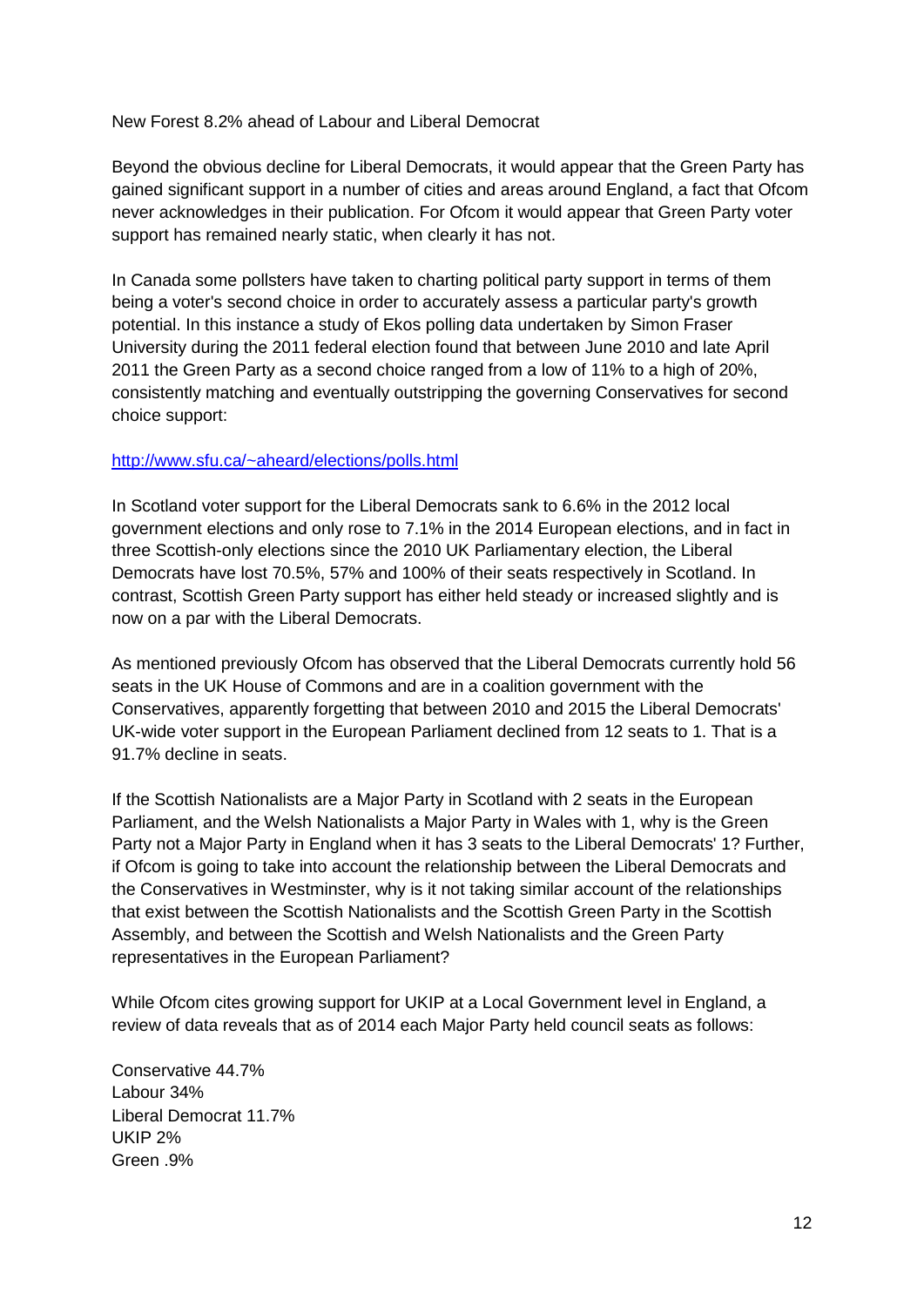New Forest 8.2% ahead of Labour and Liberal Democrat

Beyond the obvious decline for Liberal Democrats, it would appear that the Green Party has gained significant support in a number of cities and areas around England, a fact that Ofcom never acknowledges in their publication. For Ofcom it would appear that Green Party voter support has remained nearly static, when clearly it has not.

In Canada some pollsters have taken to charting political party support in terms of them being a voter's second choice in order to accurately assess a particular party's growth potential. In this instance a study of Ekos polling data undertaken by Simon Fraser University during the 2011 federal election found that between June 2010 and late April 2011 the Green Party as a second choice ranged from a low of 11% to a high of 20%, consistently matching and eventually outstripping the governing Conservatives for second choice support:

http://www.sfu.ca/~aheard/elections/polls.html

In Scotland voter support for the Liberal Democrats sank to 6.6% in the 2012 local government elections and only rose to 7.1% in the 2014 European elections, and in fact in three Scottish-only elections since the 2010 UK Parliamentary election, the Liberal Democrats have lost 70.5%, 57% and 100% of their seats respectively in Scotland. In contrast, Scottish Green Party support has either held steady or increased slightly and is now on a par with the Liberal Democrats.

As mentioned previously Ofcom has observed that the Liberal Democrats currently hold 56 seats in the UK House of Commons and are in a coalition government with the Conservatives, apparently forgetting that between 2010 and 2015 the Liberal Democrats' UK-wide voter support in the European Parliament declined from 12 seats to 1. That is a 91.7% decline in seats.

If the Scottish Nationalists are a Major Party in Scotland with 2 seats in the European Parliament, and the Welsh Nationalists a Major Party in Wales with 1, why is the Green Party not a Major Party in England when it has 3 seats to the Liberal Democrats' 1? Further, if Ofcom is going to take into account the relationship between the Liberal Democrats and the Conservatives in Westminster, why is it not taking similar account of the relationships that exist between the Scottish Nationalists and the Scottish Green Party in the Scottish Assembly, and between the Scottish and Welsh Nationalists and the Green Party representatives in the European Parliament?

While Ofcom cites growing support for UKIP at a Local Government level in England, a review of data reveals that as of 2014 each Major Party held council seats as follows:

Conservative 44.7%
Labour 34%
Liberal Democrat 11.7%
UKIP 2%
Green .9%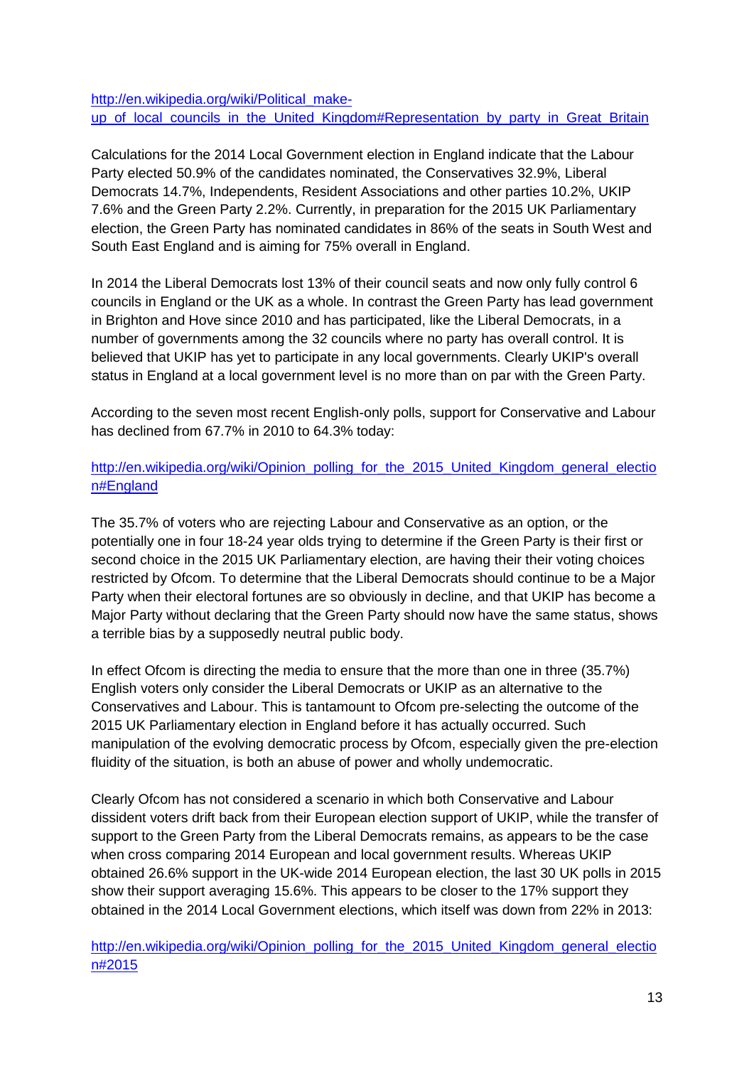[http://en.wikipedia.org/wiki/Political_make-up_of_local_councils_in_the_United_Kingdom#Representation_by_party_in_Great_Britain](http://en.wikipedia.org/wiki/Political_make-up_of_local_councils_in_the_United_Kingdom#Representation_by_party_in_Great_Britain)

Calculations for the 2014 Local Government election in England indicate that the Labour Party elected 50.9% of the candidates nominated, the Conservatives 32.9%, Liberal Democrats 14.7%, Independents, Resident Associations and other parties 10.2%, UKIP 7.6% and the Green Party 2.2%. Currently, in preparation for the 2015 UK Parliamentary election, the Green Party has nominated candidates in 86% of the seats in South West and South East England and is aiming for 75% overall in England.

In 2014 the Liberal Democrats lost 13% of their council seats and now only fully control 6 councils in England or the UK as a whole. In contrast the Green Party has lead government in Brighton and Hove since 2010 and has participated, like the Liberal Democrats, in a number of governments among the 32 councils where no party has overall control. It is believed that UKIP has yet to participate in any local governments. Clearly UKIP's overall status in England at a local government level is no more than on par with the Green Party.

According to the seven most recent English-only polls, support for Conservative and Labour has declined from 67.7% in 2010 to 64.3% today:

[http://en.wikipedia.org/wiki/Opinion_polling_for_the_2015_United_Kingdom_general_election#England](http://en.wikipedia.org/wiki/Opinion_polling_for_the_2015_United_Kingdom_general_election#England)

The 35.7% of voters who are rejecting Labour and Conservative as an option, or the potentially one in four 18-24 year olds trying to determine if the Green Party is their first or second choice in the 2015 UK Parliamentary election, are having their their voting choices restricted by Ofcom. To determine that the Liberal Democrats should continue to be a Major Party when their electoral fortunes are so obviously in decline, and that UKIP has become a Major Party without declaring that the Green Party should now have the same status, shows a terrible bias by a supposedly neutral public body.

In effect Ofcom is directing the media to ensure that the more than one in three (35.7%) English voters only consider the Liberal Democrats or UKIP as an alternative to the Conservatives and Labour. This is tantamount to Ofcom pre-selecting the outcome of the 2015 UK Parliamentary election in England before it has actually occurred. Such manipulation of the evolving democratic process by Ofcom, especially given the pre-election fluidity of the situation, is both an abuse of power and wholly undemocratic.

Clearly Ofcom has not considered a scenario in which both Conservative and Labour dissident voters drift back from their European election support of UKIP, while the transfer of support to the Green Party from the Liberal Democrats remains, as appears to be the case when cross comparing 2014 European and local government results. Whereas UKIP obtained 26.6% support in the UK-wide 2014 European election, the last 30 UK polls in 2015 show their support averaging 15.6%. This appears to be closer to the 17% support they obtained in the 2014 Local Government elections, which itself was down from 22% in 2013:

[http://en.wikipedia.org/wiki/Opinion_polling_for_the_2015_United_Kingdom_general_election#2015](http://en.wikipedia.org/wiki/Opinion_polling_for_the_2015_United_Kingdom_general_election#2015)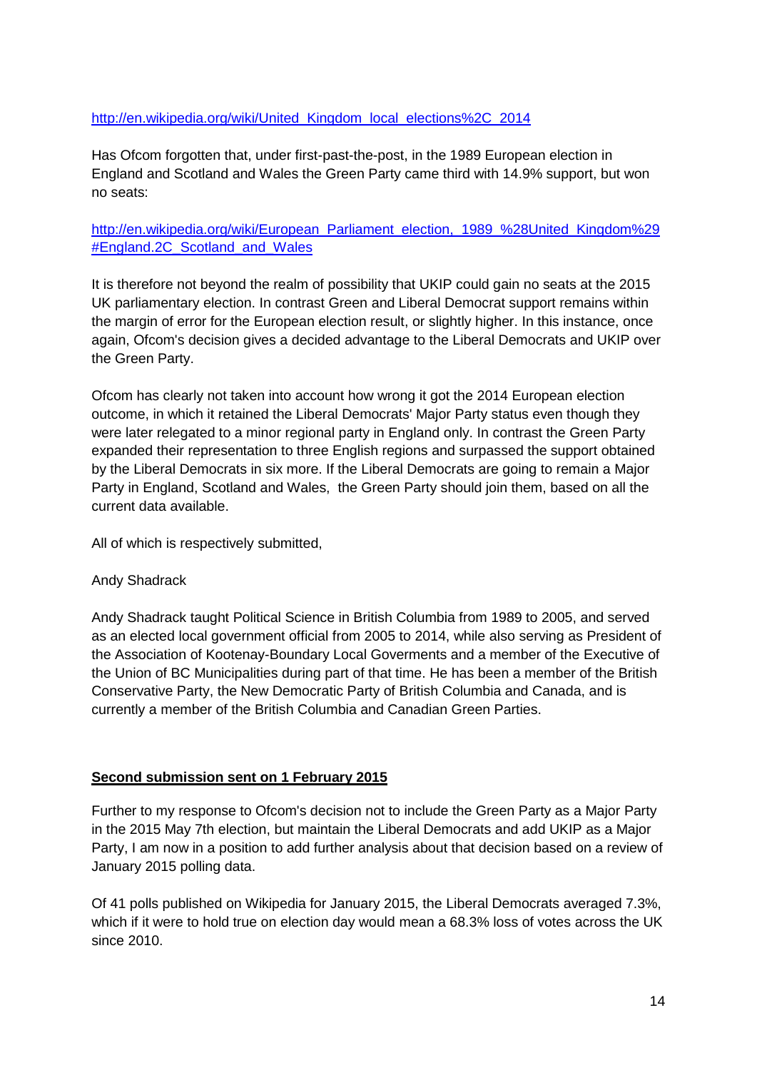[http://en.wikipedia.org/wiki/United_Kingdom_local_elections%2C_2014](http://en.wikipedia.org/wiki/United_Kingdom_local_elections%2C_2014)

Has Ofcom forgotten that, under first-past-the-post, in the 1989 European election in England and Scotland and Wales the Green Party came third with 14.9% support, but won no seats:

[http://en.wikipedia.org/wiki/European_Parliament_election,_1989_%28United_Kingdom%29#England.2C_Scotland_and_Wales](http://en.wikipedia.org/wiki/European_Parliament_election,_1989_%28United_Kingdom%29#England.2C_Scotland_and_Wales)

It is therefore not beyond the realm of possibility that UKIP could gain no seats at the 2015 UK parliamentary election. In contrast Green and Liberal Democrat support remains within the margin of error for the European election result, or slightly higher. In this instance, once again, Ofcom's decision gives a decided advantage to the Liberal Democrats and UKIP over the Green Party.

Ofcom has clearly not taken into account how wrong it got the 2014 European election outcome, in which it retained the Liberal Democrats' Major Party status even though they were later relegated to a minor regional party in England only. In contrast the Green Party expanded their representation to three English regions and surpassed the support obtained by the Liberal Democrats in six more. If the Liberal Democrats are going to remain a Major Party in England, Scotland and Wales, the Green Party should join them, based on all the current data available.

All of which is respectively submitted,

Andy Shadrack

Andy Shadrack taught Political Science in British Columbia from 1989 to 2005, and served as an elected local government official from 2005 to 2014, while also serving as President of the Association of Kootenay-Boundary Local Goverments and a member of the Executive of the Union of BC Municipalities during part of that time. He has been a member of the British Conservative Party, the New Democratic Party of British Columbia and Canada, and is currently a member of the British Columbia and Canadian Green Parties.

**Second submission sent on 1 February 2015**

Further to my response to Ofcom's decision not to include the Green Party as a Major Party in the 2015 May 7th election, but maintain the Liberal Democrats and add UKIP as a Major Party, I am now in a position to add further analysis about that decision based on a review of January 2015 polling data.

Of 41 polls published on Wikipedia for January 2015, the Liberal Democrats averaged 7.3%, which if it were to hold true on election day would mean a 68.3% loss of votes across the UK since 2010.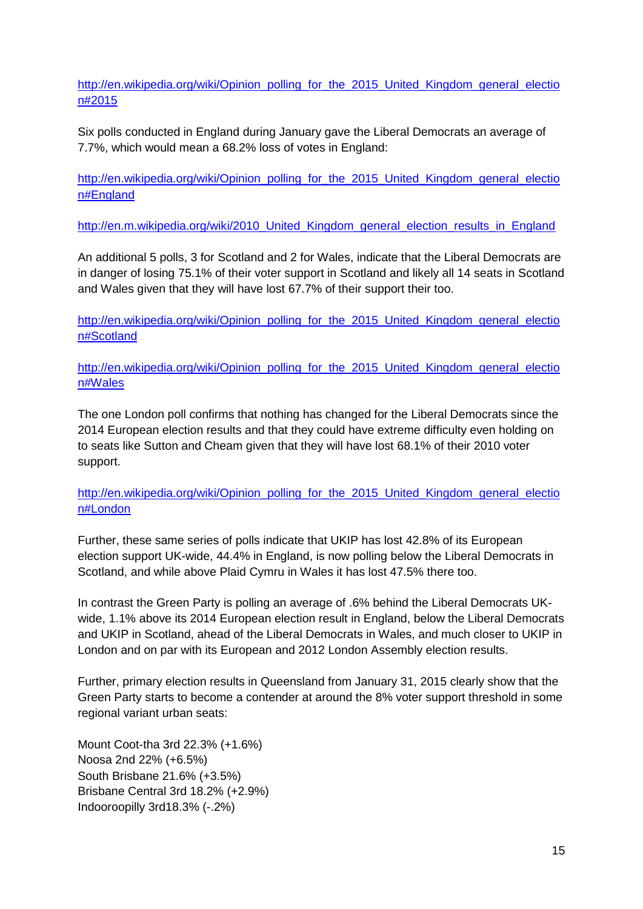http://en.wikipedia.org/wiki/Opinion_polling_for_the_2015_United_Kingdom_general_election#2015

Six polls conducted in England during January gave the Liberal Democrats an average of 7.7%, which would mean a 68.2% loss of votes in England:

http://en.wikipedia.org/wiki/Opinion_polling_for_the_2015_United_Kingdom_general_election#England

http://en.m.wikipedia.org/wiki/2010_United_Kingdom_general_election_results_in_England

An additional 5 polls, 3 for Scotland and 2 for Wales, indicate that the Liberal Democrats are in danger of losing 75.1% of their voter support in Scotland and likely all 14 seats in Scotland and Wales given that they will have lost 67.7% of their support their too.

http://en.wikipedia.org/wiki/Opinion_polling_for_the_2015_United_Kingdom_general_election#Scotland

http://en.wikipedia.org/wiki/Opinion_polling_for_the_2015_United_Kingdom_general_election#Wales

The one London poll confirms that nothing has changed for the Liberal Democrats since the 2014 European election results and that they could have extreme difficulty even holding on to seats like Sutton and Cheam given that they will have lost 68.1% of their 2010 voter support.

http://en.wikipedia.org/wiki/Opinion_polling_for_the_2015_United_Kingdom_general_election#London

Further, these same series of polls indicate that UKIP has lost 42.8% of its European election support UK-wide, 44.4% in England, is now polling below the Liberal Democrats in Scotland, and while above Plaid Cymru in Wales it has lost 47.5% there too.

In contrast the Green Party is polling an average of .6% behind the Liberal Democrats UK-wide, 1.1% above its 2014 European election result in England, below the Liberal Democrats and UKIP in Scotland, ahead of the Liberal Democrats in Wales, and much closer to UKIP in London and on par with its European and 2012 London Assembly election results.

Further, primary election results in Queensland from January 31, 2015 clearly show that the Green Party starts to become a contender at around the 8% voter support threshold in some regional variant urban seats:

Mount Coot-tha 3rd 22.3% (+1.6%)
Noosa 2nd 22% (+6.5%)
South Brisbane 21.6% (+3.5%)
Brisbane Central 3rd 18.2% (+2.9%)
Indooroopilly 3rd18.3% (-.2%)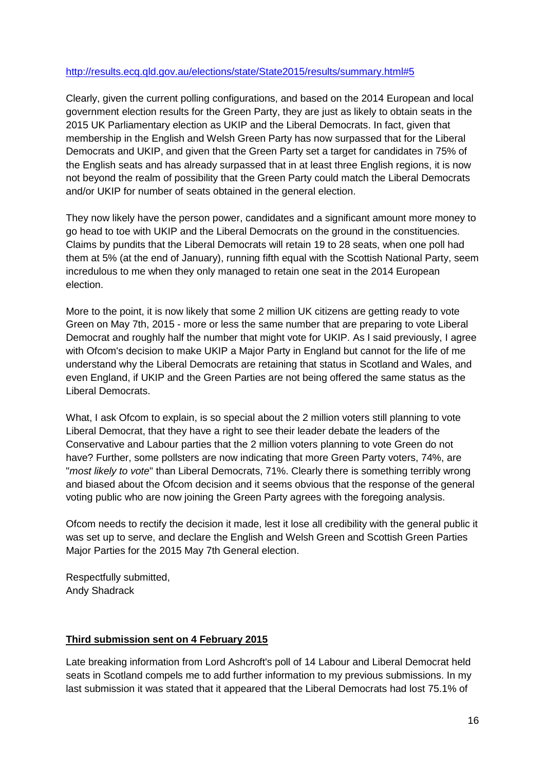[http://results.ecq.qld.gov.au/elections/state/State2015/results/summary.html#5](http://results.ecq.qld.gov.au/elections/state/State2015/results/summary.html#5)

Clearly, given the current polling configurations, and based on the 2014 European and local government election results for the Green Party, they are just as likely to obtain seats in the 2015 UK Parliamentary election as UKIP and the Liberal Democrats. In fact, given that membership in the English and Welsh Green Party has now surpassed that for the Liberal Democrats and UKIP, and given that the Green Party set a target for candidates in 75% of the English seats and has already surpassed that in at least three English regions, it is now not beyond the realm of possibility that the Green Party could match the Liberal Democrats and/or UKIP for number of seats obtained in the general election.

They now likely have the person power, candidates and a significant amount more money to go head to toe with UKIP and the Liberal Democrats on the ground in the constituencies. Claims by pundits that the Liberal Democrats will retain 19 to 28 seats, when one poll had them at 5% (at the end of January), running fifth equal with the Scottish National Party, seem incredulous to me when they only managed to retain one seat in the 2014 European election.

More to the point, it is now likely that some 2 million UK citizens are getting ready to vote Green on May 7th, 2015 - more or less the same number that are preparing to vote Liberal Democrat and roughly half the number that might vote for UKIP. As I said previously, I agree with Ofcom's decision to make UKIP a Major Party in England but cannot for the life of me understand why the Liberal Democrats are retaining that status in Scotland and Wales, and even England, if UKIP and the Green Parties are not being offered the same status as the Liberal Democrats.

What, I ask Ofcom to explain, is so special about the 2 million voters still planning to vote Liberal Democrat, that they have a right to see their leader debate the leaders of the Conservative and Labour parties that the 2 million voters planning to vote Green do not have? Further, some pollsters are now indicating that more Green Party voters, 74%, are "*most likely to vote*" than Liberal Democrats, 71%. Clearly there is something terribly wrong and biased about the Ofcom decision and it seems obvious that the response of the general voting public who are now joining the Green Party agrees with the foregoing analysis.

Ofcom needs to rectify the decision it made, lest it lose all credibility with the general public it was set up to serve, and declare the English and Welsh Green and Scottish Green Parties Major Parties for the 2015 May 7th General election.

Respectfully submitted,
Andy Shadrack

**Third submission sent on 4 February 2015**

Late breaking information from Lord Ashcroft's poll of 14 Labour and Liberal Democrat held seats in Scotland compels me to add further information to my previous submissions. In my last submission it was stated that it appeared that the Liberal Democrats had lost 75.1% of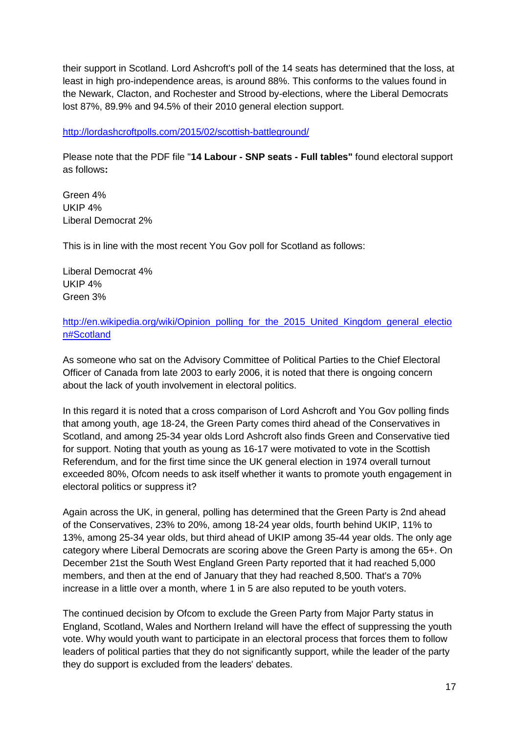their support in Scotland. Lord Ashcroft's poll of the 14 seats has determined that the loss, at least in high pro-independence areas, is around 88%. This conforms to the values found in the Newark, Clacton, and Rochester and Strood by-elections, where the Liberal Democrats lost 87%, 89.9% and 94.5% of their 2010 general election support.

http://lordashcroftpolls.com/2015/02/scottish-battleground/

Please note that the PDF file "**14 Labour - SNP seats - Full tables"** found electoral support as follows**:**

Green 4%
UKIP 4%
Liberal Democrat 2%

This is in line with the most recent You Gov poll for Scotland as follows:

Liberal Democrat 4%
UKIP 4%
Green 3%

http://en.wikipedia.org/wiki/Opinion_polling_for_the_2015_United_Kingdom_general_election#Scotland

As someone who sat on the Advisory Committee of Political Parties to the Chief Electoral Officer of Canada from late 2003 to early 2006, it is noted that there is ongoing concern about the lack of youth involvement in electoral politics.

In this regard it is noted that a cross comparison of Lord Ashcroft and You Gov polling finds that among youth, age 18-24, the Green Party comes third ahead of the Conservatives in Scotland, and among 25-34 year olds Lord Ashcroft also finds Green and Conservative tied for support. Noting that youth as young as 16-17 were motivated to vote in the Scottish Referendum, and for the first time since the UK general election in 1974 overall turnout exceeded 80%, Ofcom needs to ask itself whether it wants to promote youth engagement in electoral politics or suppress it?

Again across the UK, in general, polling has determined that the Green Party is 2nd ahead of the Conservatives, 23% to 20%, among 18-24 year olds, fourth behind UKIP, 11% to 13%, among 25-34 year olds, but third ahead of UKIP among 35-44 year olds. The only age category where Liberal Democrats are scoring above the Green Party is among the 65+. On December 21st the South West England Green Party reported that it had reached 5,000 members, and then at the end of January that they had reached 8,500. That's a 70% increase in a little over a month, where 1 in 5 are also reputed to be youth voters.

The continued decision by Ofcom to exclude the Green Party from Major Party status in England, Scotland, Wales and Northern Ireland will have the effect of suppressing the youth vote. Why would youth want to participate in an electoral process that forces them to follow leaders of political parties that they do not significantly support, while the leader of the party they do support is excluded from the leaders' debates.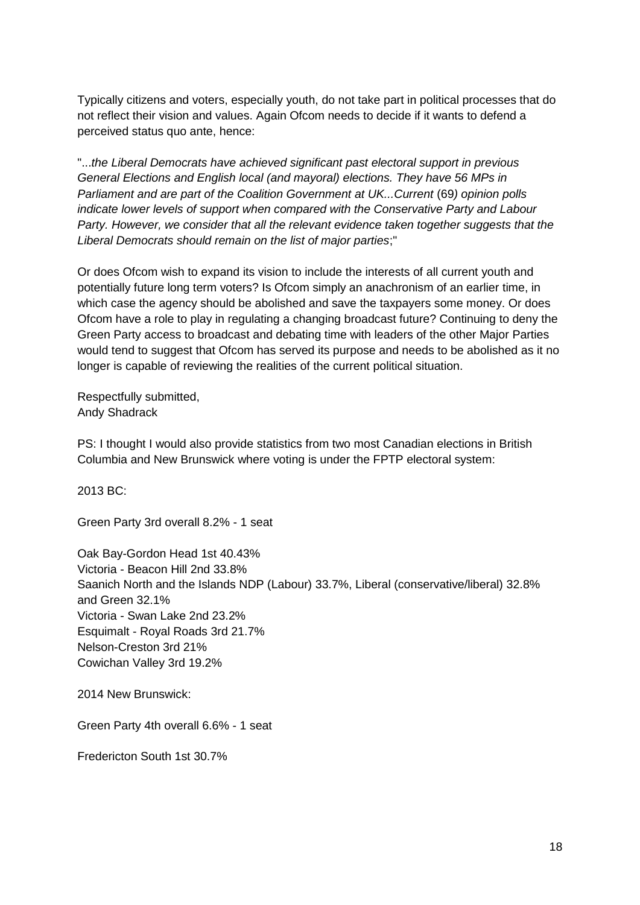Typically citizens and voters, especially youth, do not take part in political processes that do not reflect their vision and values. Again Ofcom needs to decide if it wants to defend a perceived status quo ante, hence:

"...*the Liberal Democrats have achieved significant past electoral support in previous General Elections and English local (and mayoral) elections. They have 56 MPs in Parliament and are part of the Coalition Government at UK...Current* (69*) opinion polls indicate lower levels of support when compared with the Conservative Party and Labour Party. However, we consider that all the relevant evidence taken together suggests that the Liberal Democrats should remain on the list of major parties*;"

Or does Ofcom wish to expand its vision to include the interests of all current youth and potentially future long term voters? Is Ofcom simply an anachronism of an earlier time, in which case the agency should be abolished and save the taxpayers some money. Or does Ofcom have a role to play in regulating a changing broadcast future? Continuing to deny the Green Party access to broadcast and debating time with leaders of the other Major Parties would tend to suggest that Ofcom has served its purpose and needs to be abolished as it no longer is capable of reviewing the realities of the current political situation.

Respectfully submitted,
Andy Shadrack

PS: I thought I would also provide statistics from two most Canadian elections in British Columbia and New Brunswick where voting is under the FPTP electoral system:

2013 BC:

Green Party 3rd overall 8.2% - 1 seat

Oak Bay-Gordon Head 1st 40.43%
Victoria - Beacon Hill 2nd 33.8%
Saanich North and the Islands NDP (Labour) 33.7%, Liberal (conservative/liberal) 32.8% and Green 32.1%
Victoria - Swan Lake 2nd 23.2%
Esquimalt - Royal Roads 3rd 21.7%
Nelson-Creston 3rd 21%
Cowichan Valley 3rd 19.2%

2014 New Brunswick:

Green Party 4th overall 6.6% - 1 seat

Fredericton South 1st 30.7%